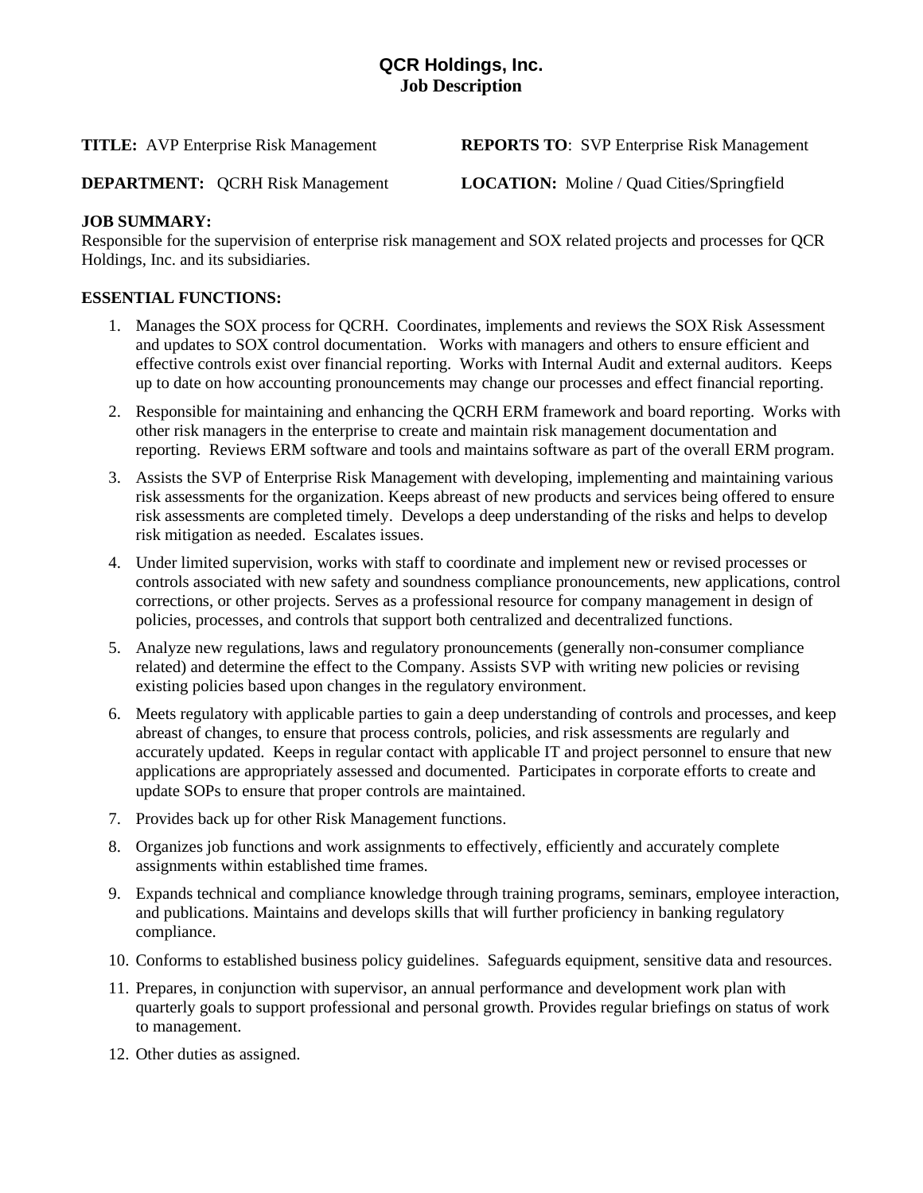# QCR Holdings, Inc.
## Job Description

**TITLE:** AVP Enterprise Risk Management **REPORTS TO**: SVP Enterprise Risk Management

**DEPARTMENT:** QCRH Risk Management **LOCATION:** Moline / Quad Cities/Springfield

**JOB SUMMARY:**
Responsible for the supervision of enterprise risk management and SOX related projects and processes for QCR Holdings, Inc. and its subsidiaries.

**ESSENTIAL FUNCTIONS:**

1. Manages the SOX process for QCRH. Coordinates, implements and reviews the SOX Risk Assessment and updates to SOX control documentation. Works with managers and others to ensure efficient and effective controls exist over financial reporting. Works with Internal Audit and external auditors. Keeps up to date on how accounting pronouncements may change our processes and effect financial reporting.
2. Responsible for maintaining and enhancing the QCRH ERM framework and board reporting. Works with other risk managers in the enterprise to create and maintain risk management documentation and reporting. Reviews ERM software and tools and maintains software as part of the overall ERM program.
3. Assists the SVP of Enterprise Risk Management with developing, implementing and maintaining various risk assessments for the organization. Keeps abreast of new products and services being offered to ensure risk assessments are completed timely. Develops a deep understanding of the risks and helps to develop risk mitigation as needed. Escalates issues.
4. Under limited supervision, works with staff to coordinate and implement new or revised processes or controls associated with new safety and soundness compliance pronouncements, new applications, control corrections, or other projects. Serves as a professional resource for company management in design of policies, processes, and controls that support both centralized and decentralized functions.
5. Analyze new regulations, laws and regulatory pronouncements (generally non-consumer compliance related) and determine the effect to the Company. Assists SVP with writing new policies or revising existing policies based upon changes in the regulatory environment.
6. Meets regulatory with applicable parties to gain a deep understanding of controls and processes, and keep abreast of changes, to ensure that process controls, policies, and risk assessments are regularly and accurately updated. Keeps in regular contact with applicable IT and project personnel to ensure that new applications are appropriately assessed and documented. Participates in corporate efforts to create and update SOPs to ensure that proper controls are maintained.
7. Provides back up for other Risk Management functions.
8. Organizes job functions and work assignments to effectively, efficiently and accurately complete assignments within established time frames.
9. Expands technical and compliance knowledge through training programs, seminars, employee interaction, and publications. Maintains and develops skills that will further proficiency in banking regulatory compliance.
10. Conforms to established business policy guidelines. Safeguards equipment, sensitive data and resources.
11. Prepares, in conjunction with supervisor, an annual performance and development work plan with quarterly goals to support professional and personal growth. Provides regular briefings on status of work to management.
12. Other duties as assigned.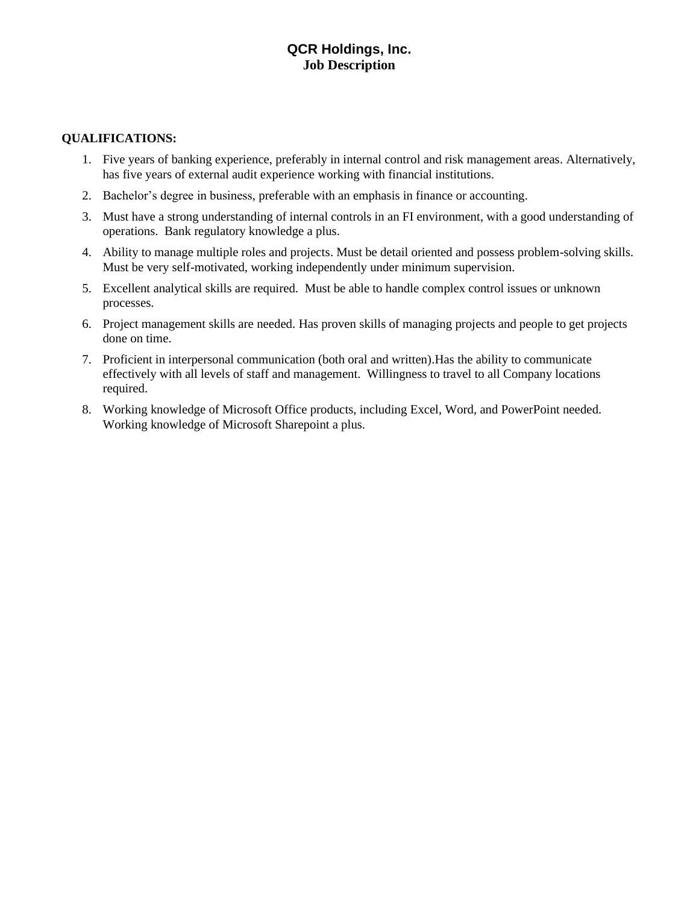**QCR Holdings, Inc.**
**Job Description**

**QUALIFICATIONS:**

1. Five years of banking experience, preferably in internal control and risk management areas. Alternatively, has five years of external audit experience working with financial institutions.
2. Bachelor's degree in business, preferable with an emphasis in finance or accounting.
3. Must have a strong understanding of internal controls in an FI environment, with a good understanding of operations. Bank regulatory knowledge a plus.
4. Ability to manage multiple roles and projects. Must be detail oriented and possess problem-solving skills. Must be very self-motivated, working independently under minimum supervision.
5. Excellent analytical skills are required. Must be able to handle complex control issues or unknown processes.
6. Project management skills are needed. Has proven skills of managing projects and people to get projects done on time.
7. Proficient in interpersonal communication (both oral and written).Has the ability to communicate effectively with all levels of staff and management. Willingness to travel to all Company locations required.
8. Working knowledge of Microsoft Office products, including Excel, Word, and PowerPoint needed. Working knowledge of Microsoft Sharepoint a plus.